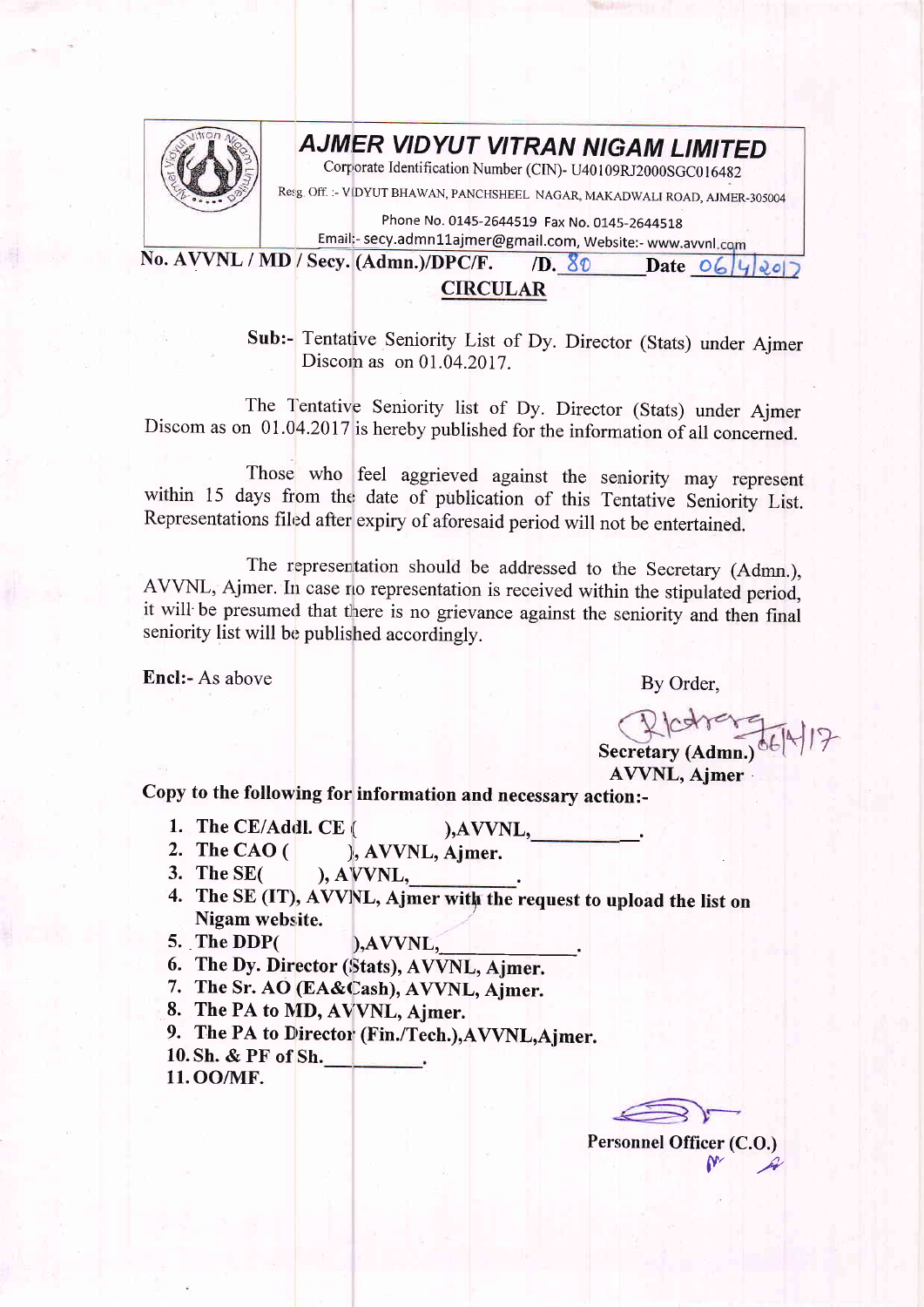# AJMER VIDYUT VITRAN NIGAM LIMITED

Corporate Identification Number (CIN)- U40109RJ2000SGC016482

Resg. Off. :- VIDYUT BHAWAN, PANCHSHEEL NAGAR, MAKADWALI ROAD, AJMER-305004

Phone No. 0145-2644519 Fax No. 0145-2644518

Email:- secy.admn11ajmer@gmail.com, Website:- www.avvnl.com

No. AVVNL / MD / Secy. (Admn.)/DPC/F. /D. 80 Date 06/4/2017

## CIRCULAR

**Sub:-** Tentative Seniority List of Dy. Director (Stats) under Ajmer Discom as on 01.04.2017.

The Tentative Seniority list of Dy. Director (Stats) under Ajmer Discom as on 01.04.2017 is hereby published for the information of all concerned.

Those who feel aggrieved against the seniority may represent within 15 days from the date of publication of this Tentative Seniority List. Representations filed after expiry of aforesaid period will not be entertained.

The representation should be addressed to the Secretary (Admn.), AVVNL, Ajmer. In case no representation is received within the stipulated period, it will be presumed that there is no grievance against the seniority and then final seniority list will be published accordingly.

**Encl:-** As above

By Order,

06/4/17

**Secretary (Admn.)**
**AVVNL, Ajmer**

**Copy to the following for information and necessary action:-**

1. **The CE/Addl. CE ( ),AVVNL,\_\_\_\_\_\_\_\_\_\_.**
2. **The CAO ( ), AVVNL, Ajmer.**
3. **The SE( ), AVVNL,\_\_\_\_\_\_\_\_\_\_.**
4. **The SE (IT), AVVNL, Ajmer with the request to upload the list on Nigam website.**
5. **The DDP( ),AVVNL,\_\_\_\_\_\_\_\_\_\_.**
6. **The Dy. Director (Stats), AVVNL, Ajmer.**
7. **The Sr. AO (EA&Cash), AVVNL, Ajmer.**
8. **The PA to MD, AVVNL, Ajmer.**
9. **The PA to Director (Fin./Tech.),AVVNL,Ajmer.**
10. **Sh. & PF of Sh.\_\_\_\_\_\_\_\_\_\_.**
11. **OO/MF.**

**Personnel Officer (C.O.)**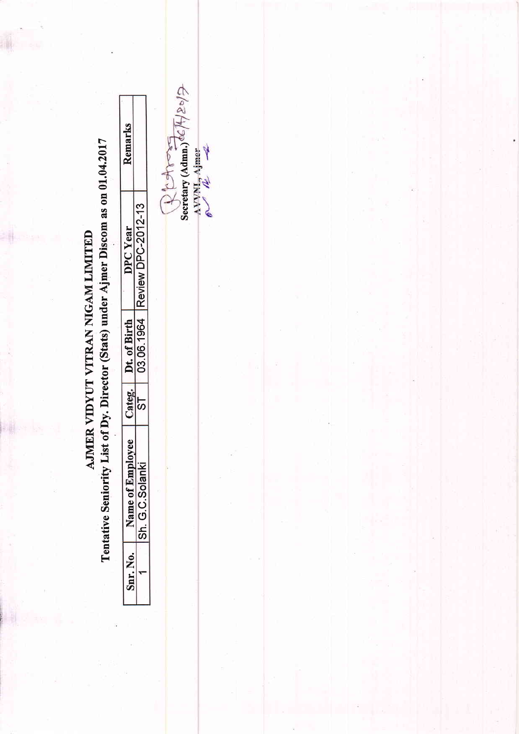# AJMER VIDYUT VITRAN NIGAM LIMITED

## Tentative Seniority List of Dy. Director (Stats) under Ajmer Discom as on 01.04.2017

| Snr. No. | Name of Employee | Categ. | Dt. of Birth | DPC Year | Remarks |
|---|---|---|---|---|---|
| 1 | Sh. G.C.Solanki | ST | 03.06.1964 | Review DPC-2012-13 | |

06/4/2017

Secretary (Admn.)

AVVNL, Ajmer